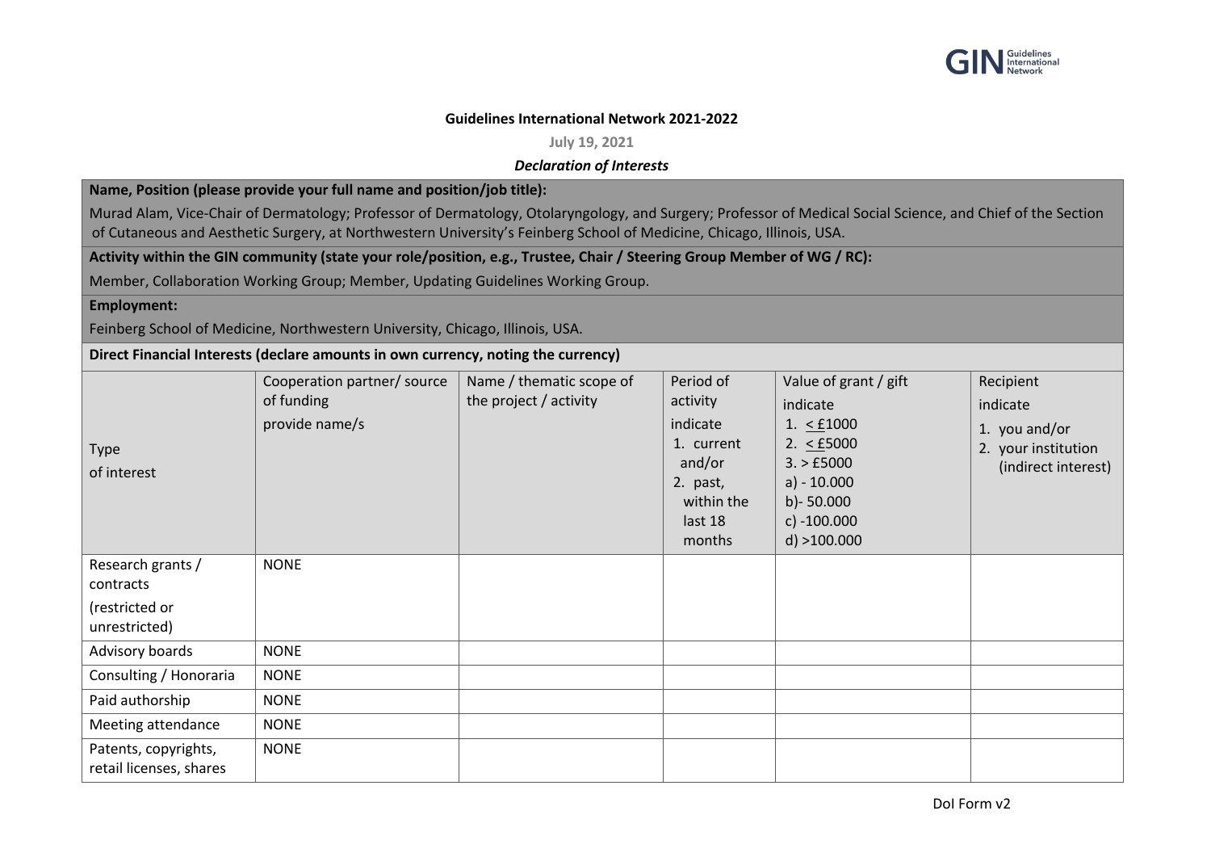**Guidelines International Network 2021-2022**

**July 19, 2021**

***Declaration of Interests***

**Name, Position (please provide your full name and position/job title):**

Murad Alam, Vice-Chair of Dermatology; Professor of Dermatology, Otolaryngology, and Surgery; Professor of Medical Social Science, and Chief of the Section of Cutaneous and Aesthetic Surgery, at Northwestern University's Feinberg School of Medicine, Chicago, Illinois, USA.

**Activity within the GIN community (state your role/position, e.g., Trustee, Chair / Steering Group Member of WG / RC):**

Member, Collaboration Working Group; Member, Updating Guidelines Working Group.

**Employment:**

Feinberg School of Medicine, Northwestern University, Chicago, Illinois, USA.

**Direct Financial Interests (declare amounts in own currency, noting the currency)**

| Type of interest | Cooperation partner/ source of funding provide name/s | Name / thematic scope of the project / activity | Period of activity indicate 1. current and/or 2. past, within the last 18 months | Value of grant / gift indicate 1. < £1000 2. < £5000 3. > £5000 a) - 10.000 b)- 50.000 c) -100.000 d) >100.000 | Recipient indicate 1. you and/or 2. your institution (indirect interest) |
|---|---|---|---|---|---|
| Research grants / contracts (restricted or unrestricted) | NONE | | | | |
| Advisory boards | NONE | | | | |
| Consulting / Honoraria | NONE | | | | |
| Paid authorship | NONE | | | | |
| Meeting attendance | NONE | | | | |
| Patents, copyrights, retail licenses, shares | NONE | | | | |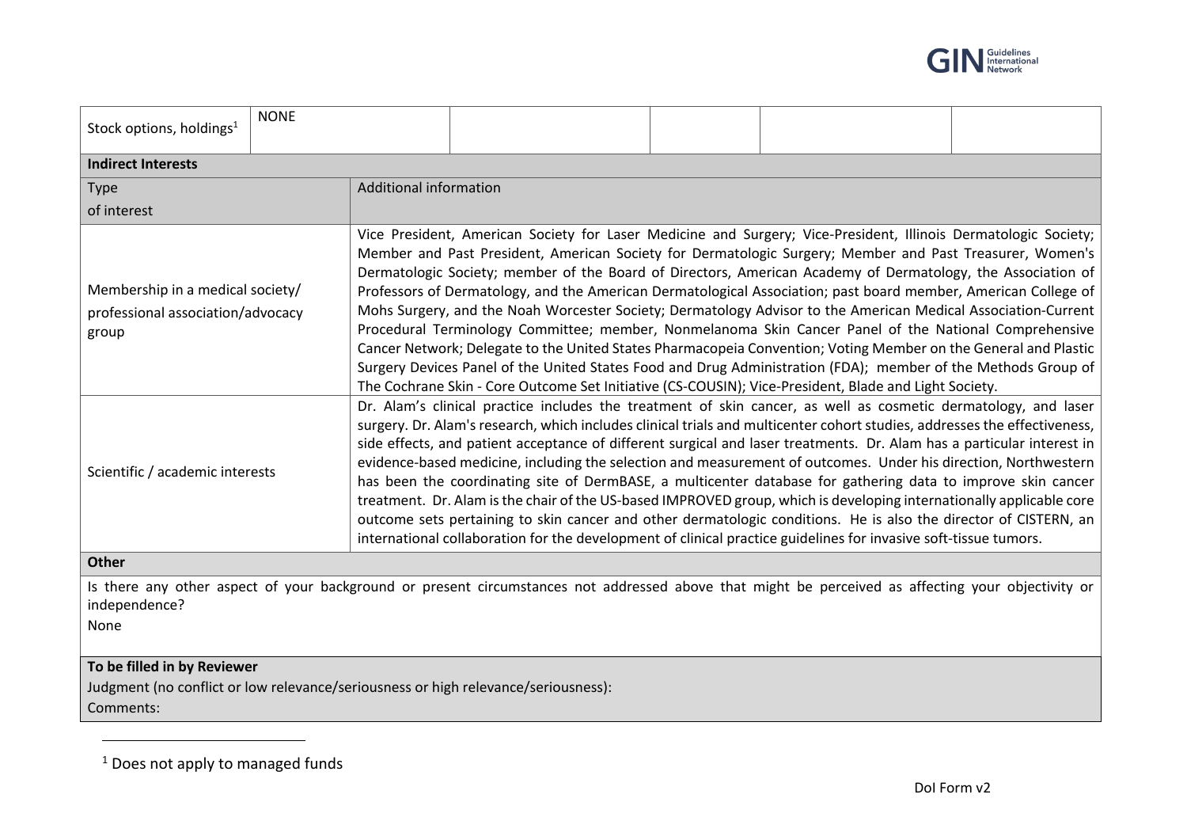| Stock options, holdings[1] | NONE | | | | |
|---|---|---|---|---|---|

**Indirect Interests**

| Type of interest | Additional information |
|---|---|
| Membership in a medical society/ professional association/advocacy group | Vice President, American Society for Laser Medicine and Surgery; Vice-President, Illinois Dermatologic Society; Member and Past President, American Society for Dermatologic Surgery; Member and Past Treasurer, Women's Dermatologic Society; member of the Board of Directors, American Academy of Dermatology, the Association of Professors of Dermatology, and the American Dermatological Association; past board member, American College of Mohs Surgery, and the Noah Worcester Society; Dermatology Advisor to the American Medical Association-Current Procedural Terminology Committee; member, Nonmelanoma Skin Cancer Panel of the National Comprehensive Cancer Network; Delegate to the United States Pharmacopeia Convention; Voting Member on the General and Plastic Surgery Devices Panel of the United States Food and Drug Administration (FDA); member of the Methods Group of The Cochrane Skin - Core Outcome Set Initiative (CS-COUSIN); Vice-President, Blade and Light Society. |
| Scientific / academic interests | Dr. Alam's clinical practice includes the treatment of skin cancer, as well as cosmetic dermatology, and laser surgery. Dr. Alam's research, which includes clinical trials and multicenter cohort studies, addresses the effectiveness, side effects, and patient acceptance of different surgical and laser treatments. Dr. Alam has a particular interest in evidence-based medicine, including the selection and measurement of outcomes. Under his direction, Northwestern has been the coordinating site of DermBASE, a multicenter database for gathering data to improve skin cancer treatment. Dr. Alam is the chair of the US-based IMPROVED group, which is developing internationally applicable core outcome sets pertaining to skin cancer and other dermatologic conditions. He is also the director of CISTERN, an international collaboration for the development of clinical practice guidelines for invasive soft-tissue tumors. |

**Other**

Is there any other aspect of your background or present circumstances not addressed above that might be perceived as affecting your objectivity or independence?

None

**To be filled in by Reviewer**

Judgment (no conflict or low relevance/seriousness or high relevance/seriousness):

Comments:

[1] Does not apply to managed funds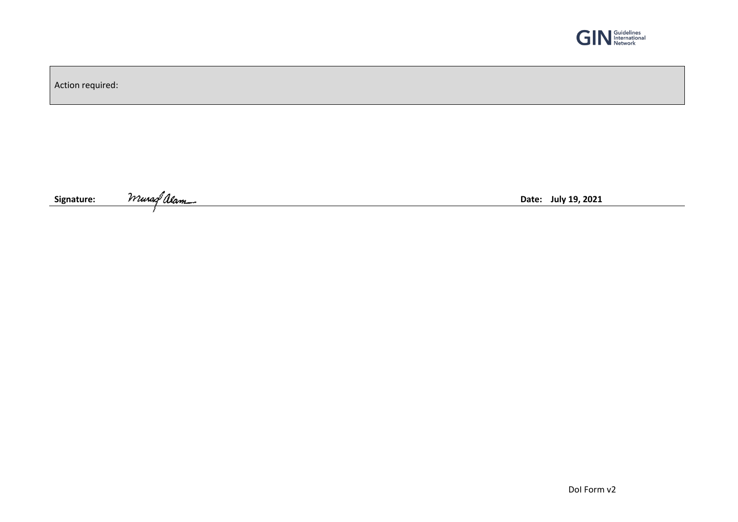| Action required: |
| --- |

**Signature:** Murad Alam **Date: July 19, 2021**

DoI Form v2